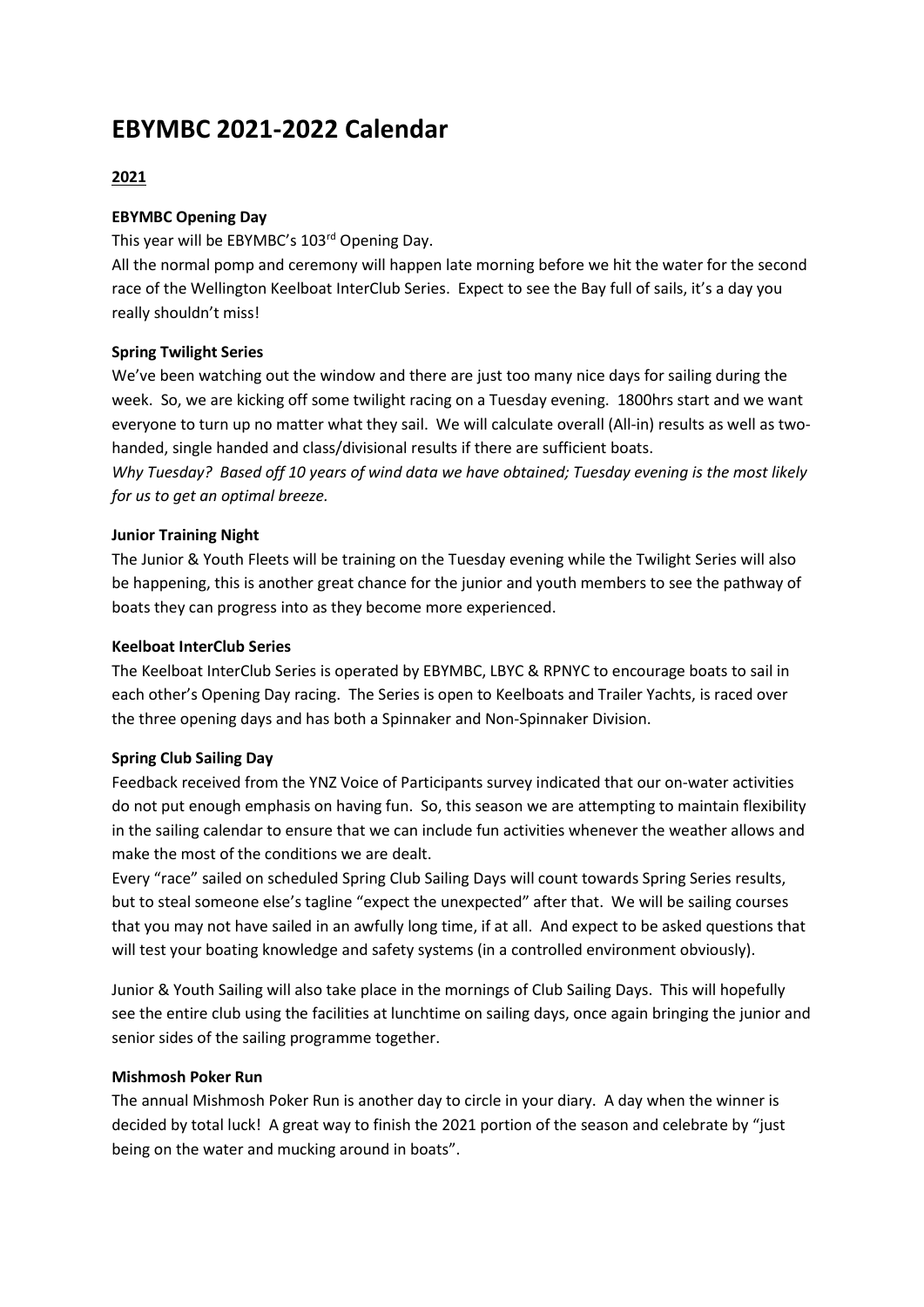# EBYMBC 2021-2022 Calendar

## 2021

### EBYMBC Opening Day

This year will be EBYMBC's 103rd Opening Day.

All the normal pomp and ceremony will happen late morning before we hit the water for the second race of the Wellington Keelboat InterClub Series. Expect to see the Bay full of sails, it's a day you really shouldn't miss!

### Spring Twilight Series

We've been watching out the window and there are just too many nice days for sailing during the week. So, we are kicking off some twilight racing on a Tuesday evening. 1800hrs start and we want everyone to turn up no matter what they sail. We will calculate overall (All-in) results as well as two-handed, single handed and class/divisional results if there are sufficient boats.

*Why Tuesday? Based off 10 years of wind data we have obtained; Tuesday evening is the most likely for us to get an optimal breeze.*

### Junior Training Night

The Junior & Youth Fleets will be training on the Tuesday evening while the Twilight Series will also be happening, this is another great chance for the junior and youth members to see the pathway of boats they can progress into as they become more experienced.

### Keelboat InterClub Series

The Keelboat InterClub Series is operated by EBYMBC, LBYC & RPNYC to encourage boats to sail in each other's Opening Day racing. The Series is open to Keelboats and Trailer Yachts, is raced over the three opening days and has both a Spinnaker and Non-Spinnaker Division.

### Spring Club Sailing Day

Feedback received from the YNZ Voice of Participants survey indicated that our on-water activities do not put enough emphasis on having fun. So, this season we are attempting to maintain flexibility in the sailing calendar to ensure that we can include fun activities whenever the weather allows and make the most of the conditions we are dealt.

Every "race" sailed on scheduled Spring Club Sailing Days will count towards Spring Series results, but to steal someone else's tagline "expect the unexpected" after that. We will be sailing courses that you may not have sailed in an awfully long time, if at all. And expect to be asked questions that will test your boating knowledge and safety systems (in a controlled environment obviously).

Junior & Youth Sailing will also take place in the mornings of Club Sailing Days. This will hopefully see the entire club using the facilities at lunchtime on sailing days, once again bringing the junior and senior sides of the sailing programme together.

### Mishmosh Poker Run

The annual Mishmosh Poker Run is another day to circle in your diary. A day when the winner is decided by total luck! A great way to finish the 2021 portion of the season and celebrate by "just being on the water and mucking around in boats".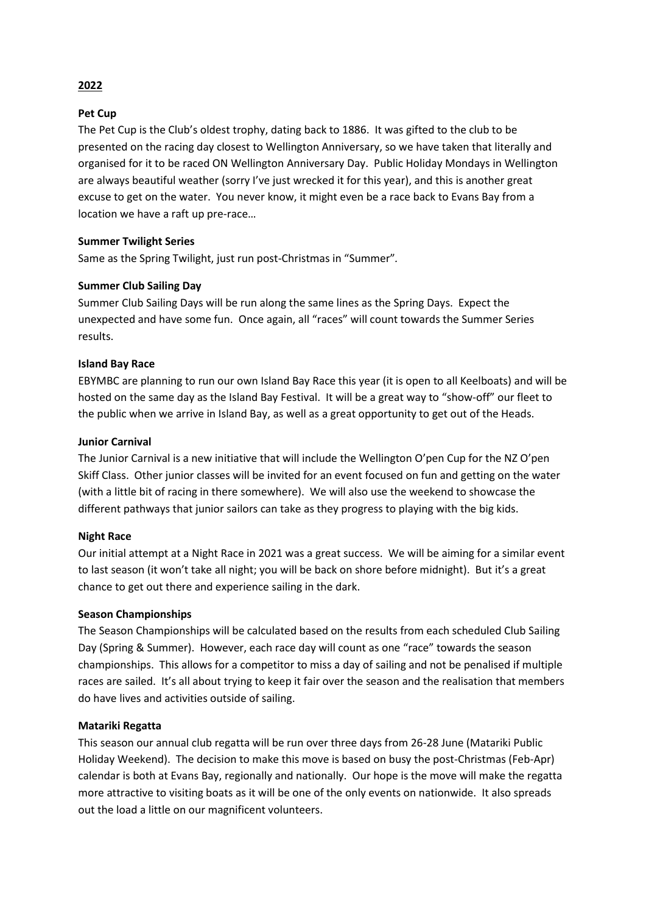## 2022

**Pet Cup**

The Pet Cup is the Club's oldest trophy, dating back to 1886. It was gifted to the club to be presented on the racing day closest to Wellington Anniversary, so we have taken that literally and organised for it to be raced ON Wellington Anniversary Day. Public Holiday Mondays in Wellington are always beautiful weather (sorry I've just wrecked it for this year), and this is another great excuse to get on the water. You never know, it might even be a race back to Evans Bay from a location we have a raft up pre-race…

**Summer Twilight Series**

Same as the Spring Twilight, just run post-Christmas in "Summer".

**Summer Club Sailing Day**

Summer Club Sailing Days will be run along the same lines as the Spring Days. Expect the unexpected and have some fun. Once again, all "races" will count towards the Summer Series results.

**Island Bay Race**

EBYMBC are planning to run our own Island Bay Race this year (it is open to all Keelboats) and will be hosted on the same day as the Island Bay Festival. It will be a great way to "show-off" our fleet to the public when we arrive in Island Bay, as well as a great opportunity to get out of the Heads.

**Junior Carnival**

The Junior Carnival is a new initiative that will include the Wellington O'pen Cup for the NZ O'pen Skiff Class. Other junior classes will be invited for an event focused on fun and getting on the water (with a little bit of racing in there somewhere). We will also use the weekend to showcase the different pathways that junior sailors can take as they progress to playing with the big kids.

**Night Race**

Our initial attempt at a Night Race in 2021 was a great success. We will be aiming for a similar event to last season (it won't take all night; you will be back on shore before midnight). But it's a great chance to get out there and experience sailing in the dark.

**Season Championships**

The Season Championships will be calculated based on the results from each scheduled Club Sailing Day (Spring & Summer). However, each race day will count as one "race" towards the season championships. This allows for a competitor to miss a day of sailing and not be penalised if multiple races are sailed. It's all about trying to keep it fair over the season and the realisation that members do have lives and activities outside of sailing.

**Matariki Regatta**

This season our annual club regatta will be run over three days from 26-28 June (Matariki Public Holiday Weekend). The decision to make this move is based on busy the post-Christmas (Feb-Apr) calendar is both at Evans Bay, regionally and nationally. Our hope is the move will make the regatta more attractive to visiting boats as it will be one of the only events on nationwide. It also spreads out the load a little on our magnificent volunteers.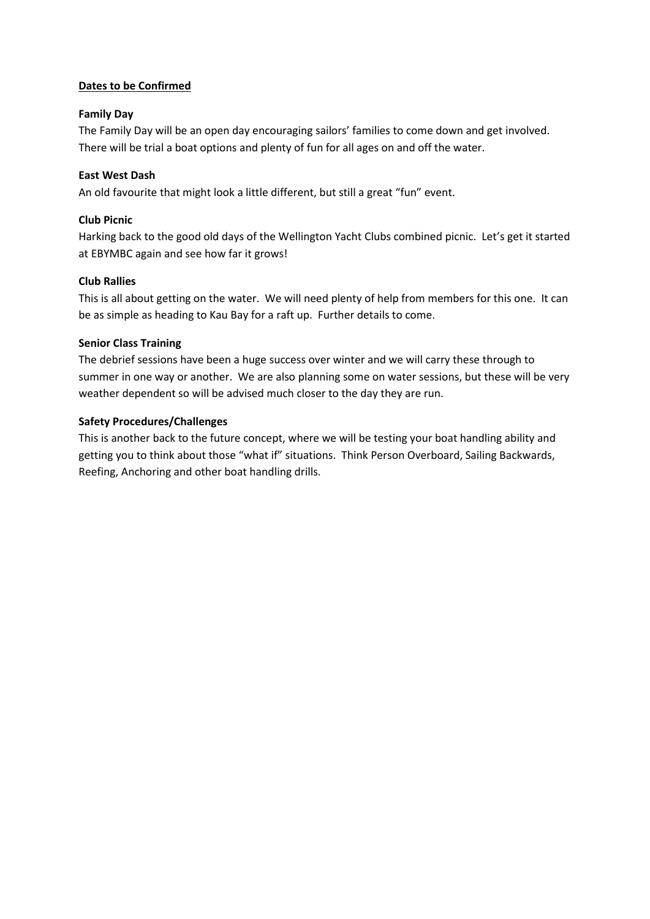**<u>Dates to be Confirmed</u>**

**Family Day**

The Family Day will be an open day encouraging sailors' families to come down and get involved. There will be trial a boat options and plenty of fun for all ages on and off the water.

**East West Dash**

An old favourite that might look a little different, but still a great "fun" event.

**Club Picnic**

Harking back to the good old days of the Wellington Yacht Clubs combined picnic. Let's get it started at EBYMBC again and see how far it grows!

**Club Rallies**

This is all about getting on the water. We will need plenty of help from members for this one. It can be as simple as heading to Kau Bay for a raft up. Further details to come.

**Senior Class Training**

The debrief sessions have been a huge success over winter and we will carry these through to summer in one way or another. We are also planning some on water sessions, but these will be very weather dependent so will be advised much closer to the day they are run.

**Safety Procedures/Challenges**

This is another back to the future concept, where we will be testing your boat handling ability and getting you to think about those "what if" situations. Think Person Overboard, Sailing Backwards, Reefing, Anchoring and other boat handling drills.